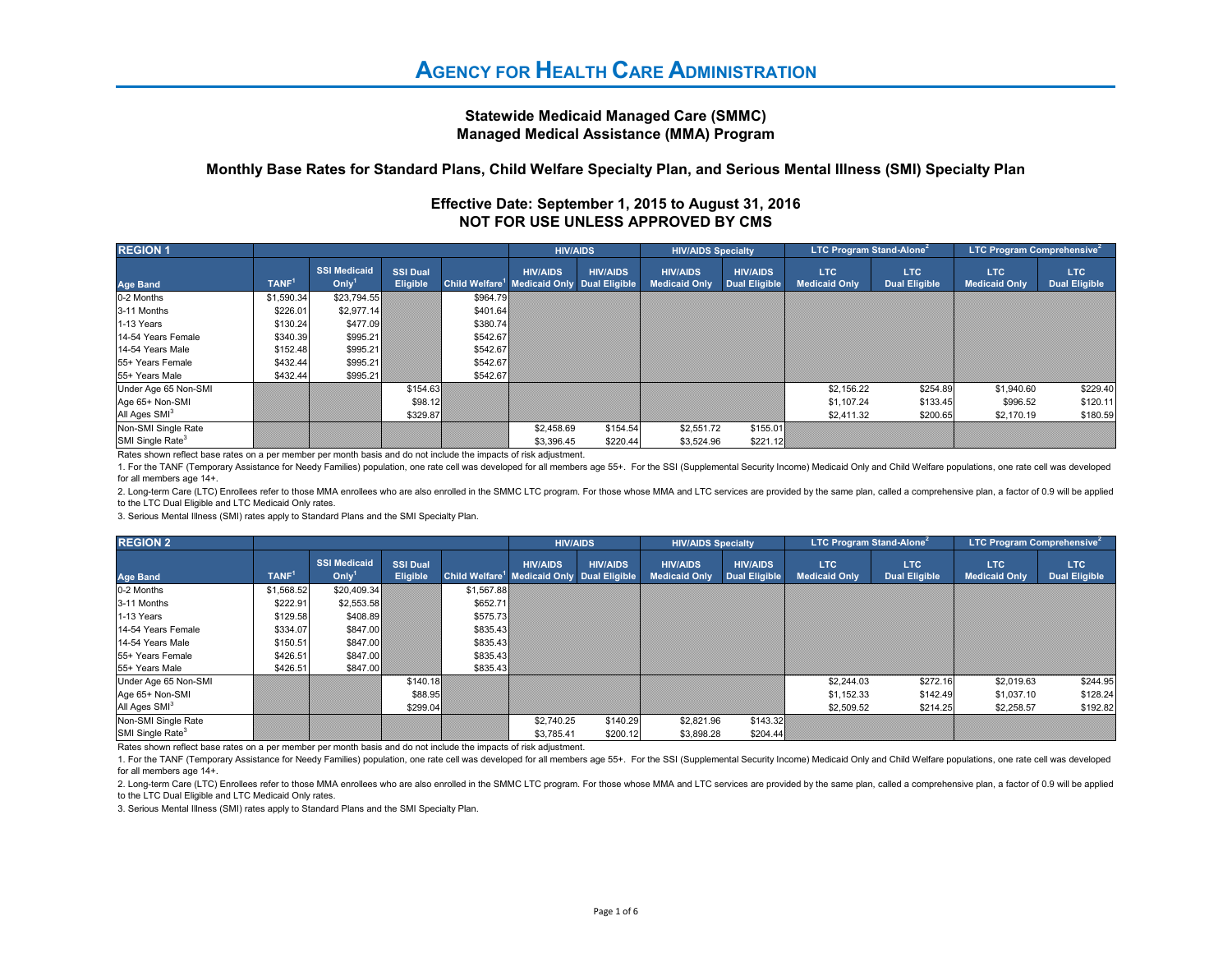# Agency for Health Care Administration

## Statewide Medicaid Managed Care (SMMC)
## Managed Medical Assistance (MMA) Program

### Monthly Base Rates for Standard Plans, Child Welfare Specialty Plan, and Serious Mental Illness (SMI) Specialty Plan

### Effective Date: September 1, 2015 to August 31, 2016
### NOT FOR USE UNLESS APPROVED BY CMS

| REGION 1 | | | | | HIV/AIDS | | HIV/AIDS Specialty | | LTC Program Stand-Alone[2] | | LTC Program Comprehensive[2] | |
|---|---|---|---|---|---|---|---|---|---|---|---|---|
| Age Band | TANF[1] | SSI Medicaid Only[1] | SSI Dual Eligible | Child Welfare[1] | HIV/AIDS Medicaid Only | HIV/AIDS Dual Eligible | HIV/AIDS Medicaid Only | HIV/AIDS Dual Eligible | LTC Medicaid Only | LTC Dual Eligible | LTC Medicaid Only | LTC Dual Eligible |
| 0-2 Months | $1,590.34 | $23,794.55 | | $964.79 | | | | | | | | |
| 3-11 Months | $226.01 | $2,977.14 | | $401.64 | | | | | | | | |
| 1-13 Years | $130.24 | $477.09 | | $380.74 | | | | | | | | |
| 14-54 Years Female | $340.39 | $995.21 | | $542.67 | | | | | | | | |
| 14-54 Years Male | $152.48 | $995.21 | | $542.67 | | | | | | | | |
| 55+ Years Female | $432.44 | $995.21 | | $542.67 | | | | | | | | |
| 55+ Years Male | $432.44 | $995.21 | | $542.67 | | | | | | | | |
| Under Age 65 Non-SMI | | | $154.63 | | | | | | $2,156.22 | $254.89 | $1,940.60 | $229.40 |
| Age 65+ Non-SMI | | | $98.12 | | | | | | $1,107.24 | $133.45 | $996.52 | $120.11 |
| All Ages SMI[3] | | | $329.87 | | | | | | $2,411.32 | $200.65 | $2,170.19 | $180.59 |
| Non-SMI Single Rate | | | | | $2,458.69 | $154.54 | $2,551.72 | $155.01 | | | | |
| SMI Single Rate[3] | | | | | $3,396.45 | $220.44 | $3,524.96 | $221.12 | | | | |

Rates shown reflect base rates on a per member per month basis and do not include the impacts of risk adjustment.

1. For the TANF (Temporary Assistance for Needy Families) population, one rate cell was developed for all members age 55+. For the SSI (Supplemental Security Income) Medicaid Only and Child Welfare populations, one rate cell was developed for all members age 14+.

2. Long-term Care (LTC) Enrollees refer to those MMA enrollees who are also enrolled in the SMMC LTC program. For those whose MMA and LTC services are provided by the same plan, called a comprehensive plan, a factor of 0.9 will be applied to the LTC Dual Eligible and LTC Medicaid Only rates.

3. Serious Mental Illness (SMI) rates apply to Standard Plans and the SMI Specialty Plan.

| REGION 2 | | | | | HIV/AIDS | | HIV/AIDS Specialty | | LTC Program Stand-Alone[2] | | LTC Program Comprehensive[2] | |
|---|---|---|---|---|---|---|---|---|---|---|---|---|
| Age Band | TANF[1] | SSI Medicaid Only[1] | SSI Dual Eligible | Child Welfare[1] | HIV/AIDS Medicaid Only | HIV/AIDS Dual Eligible | HIV/AIDS Medicaid Only | HIV/AIDS Dual Eligible | LTC Medicaid Only | LTC Dual Eligible | LTC Medicaid Only | LTC Dual Eligible |
| 0-2 Months | $1,568.52 | $20,409.34 | | $1,567.88 | | | | | | | | |
| 3-11 Months | $222.91 | $2,553.58 | | $652.71 | | | | | | | | |
| 1-13 Years | $129.58 | $408.89 | | $575.73 | | | | | | | | |
| 14-54 Years Female | $334.07 | $847.00 | | $835.43 | | | | | | | | |
| 14-54 Years Male | $150.51 | $847.00 | | $835.43 | | | | | | | | |
| 55+ Years Female | $426.51 | $847.00 | | $835.43 | | | | | | | | |
| 55+ Years Male | $426.51 | $847.00 | | $835.43 | | | | | | | | |
| Under Age 65 Non-SMI | | | $140.18 | | | | | | $2,244.03 | $272.16 | $2,019.63 | $244.95 |
| Age 65+ Non-SMI | | | $88.95 | | | | | | $1,152.33 | $142.49 | $1,037.10 | $128.24 |
| All Ages SMI[3] | | | $299.04 | | | | | | $2,509.52 | $214.25 | $2,258.57 | $192.82 |
| Non-SMI Single Rate | | | | | $2,740.25 | $140.29 | $2,821.96 | $143.32 | | | | |
| SMI Single Rate[3] | | | | | $3,785.41 | $200.12 | $3,898.28 | $204.44 | | | | |

Rates shown reflect base rates on a per member per month basis and do not include the impacts of risk adjustment.

1. For the TANF (Temporary Assistance for Needy Families) population, one rate cell was developed for all members age 55+. For the SSI (Supplemental Security Income) Medicaid Only and Child Welfare populations, one rate cell was developed for all members age 14+.

2. Long-term Care (LTC) Enrollees refer to those MMA enrollees who are also enrolled in the SMMC LTC program. For those whose MMA and LTC services are provided by the same plan, called a comprehensive plan, a factor of 0.9 will be applied to the LTC Dual Eligible and LTC Medicaid Only rates.

3. Serious Mental Illness (SMI) rates apply to Standard Plans and the SMI Specialty Plan.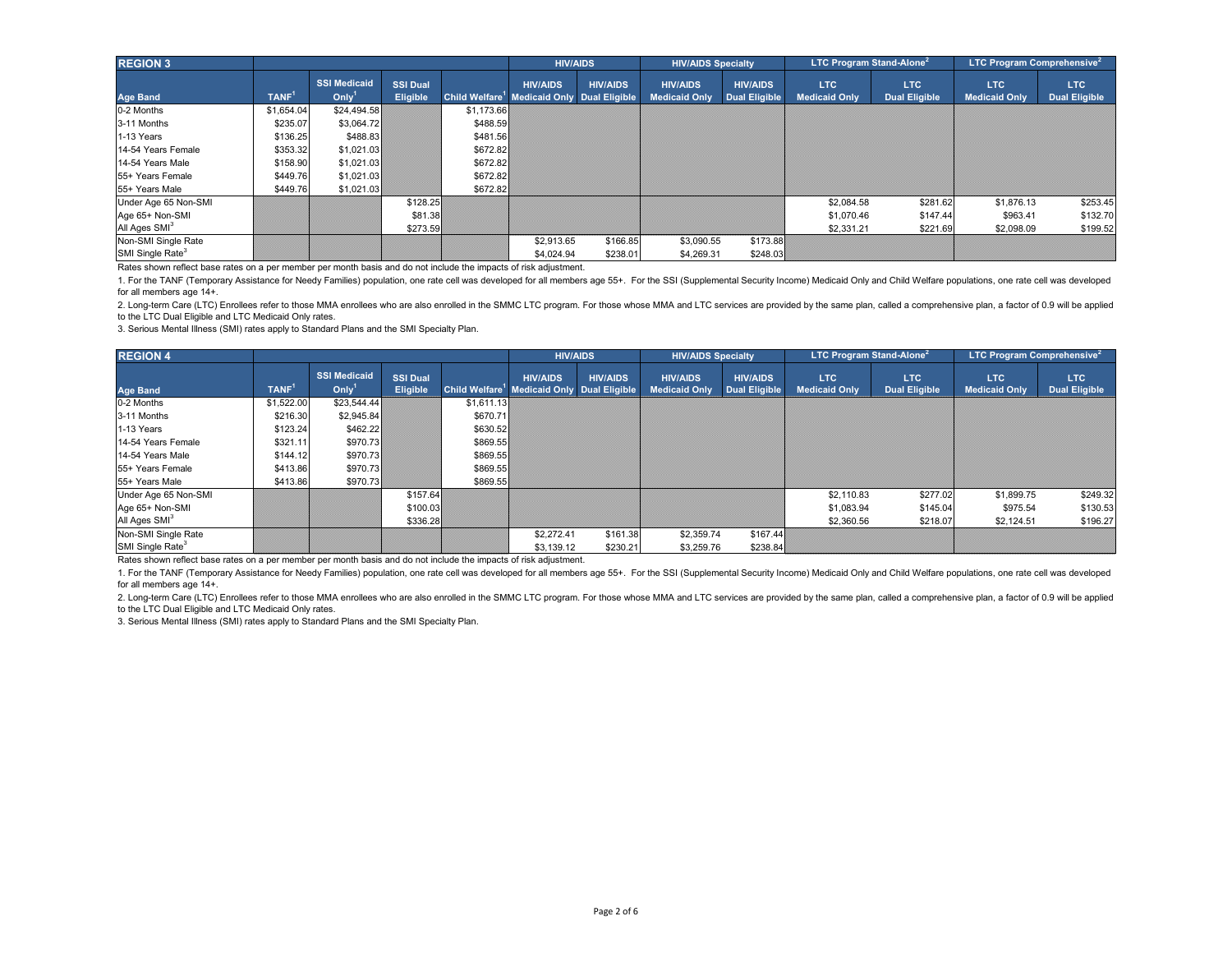| REGION 3 | | | | | HIV/AIDS | | HIV/AIDS Specialty | | LTC Program Stand-Alone[2] | | LTC Program Comprehensive[2] | |
|---|---|---|---|---|---|---|---|---|---|---|---|---|
| Age Band | TANF[1] | SSI Medicaid Only[1] | SSI Dual Eligible | Child Welfare[1] | HIV/AIDS Medicaid Only | HIV/AIDS Dual Eligible | HIV/AIDS Medicaid Only | HIV/AIDS Dual Eligible | LTC Medicaid Only | LTC Dual Eligible | LTC Medicaid Only | LTC Dual Eligible |
| 0-2 Months | $1,654.04 | $24,494.58 | | $1,173.66 | | | | | | | | |
| 3-11 Months | $235.07 | $3,064.72 | | $488.59 | | | | | | | | |
| 1-13 Years | $136.25 | $488.83 | | $481.56 | | | | | | | | |
| 14-54 Years Female | $353.32 | $1,021.03 | | $672.82 | | | | | | | | |
| 14-54 Years Male | $158.90 | $1,021.03 | | $672.82 | | | | | | | | |
| 55+ Years Female | $449.76 | $1,021.03 | | $672.82 | | | | | | | | |
| 55+ Years Male | $449.76 | $1,021.03 | | $672.82 | | | | | | | | |
| Under Age 65 Non-SMI | | | $128.25 | | | | | | $2,084.58 | $281.62 | $1,876.13 | $253.45 |
| Age 65+ Non-SMI | | | $81.38 | | | | | | $1,070.46 | $147.44 | $963.41 | $132.70 |
| All Ages SMI[3] | | | $273.59 | | | | | | $2,331.21 | $221.69 | $2,098.09 | $199.52 |
| Non-SMI Single Rate | | | | | $2,913.65 | $166.85 | $3,090.55 | $173.88 | | | | |
| SMI Single Rate[3] | | | | | $4,024.94 | $238.01 | $4,269.31 | $248.03 | | | | |

Rates shown reflect base rates on a per member per month basis and do not include the impacts of risk adjustment.

1. For the TANF (Temporary Assistance for Needy Families) population, one rate cell was developed for all members age 55+. For the SSI (Supplemental Security Income) Medicaid Only and Child Welfare populations, one rate cell was developed for all members age 14+.

2. Long-term Care (LTC) Enrollees refer to those MMA enrollees who are also enrolled in the SMMC LTC program. For those whose MMA and LTC services are provided by the same plan, called a comprehensive plan, a factor of 0.9 will be applied to the LTC Dual Eligible and LTC Medicaid Only rates.

3. Serious Mental Illness (SMI) rates apply to Standard Plans and the SMI Specialty Plan.

| REGION 4 | | | | | HIV/AIDS | | HIV/AIDS Specialty | | LTC Program Stand-Alone[2] | | LTC Program Comprehensive[2] | |
|---|---|---|---|---|---|---|---|---|---|---|---|---|
| Age Band | TANF[1] | SSI Medicaid Only[1] | SSI Dual Eligible | Child Welfare[1] | HIV/AIDS Medicaid Only | HIV/AIDS Dual Eligible | HIV/AIDS Medicaid Only | HIV/AIDS Dual Eligible | LTC Medicaid Only | LTC Dual Eligible | LTC Medicaid Only | LTC Dual Eligible |
| 0-2 Months | $1,522.00 | $23,544.44 | | $1,611.13 | | | | | | | | |
| 3-11 Months | $216.30 | $2,945.84 | | $670.71 | | | | | | | | |
| 1-13 Years | $123.24 | $462.22 | | $630.52 | | | | | | | | |
| 14-54 Years Female | $321.11 | $970.73 | | $869.55 | | | | | | | | |
| 14-54 Years Male | $144.12 | $970.73 | | $869.55 | | | | | | | | |
| 55+ Years Female | $413.86 | $970.73 | | $869.55 | | | | | | | | |
| 55+ Years Male | $413.86 | $970.73 | | $869.55 | | | | | | | | |
| Under Age 65 Non-SMI | | | $157.64 | | | | | | $2,110.83 | $277.02 | $1,899.75 | $249.32 |
| Age 65+ Non-SMI | | | $100.03 | | | | | | $1,083.94 | $145.04 | $975.54 | $130.53 |
| All Ages SMI[3] | | | $336.28 | | | | | | $2,360.56 | $218.07 | $2,124.51 | $196.27 |
| Non-SMI Single Rate | | | | | $2,272.41 | $161.38 | $2,359.74 | $167.44 | | | | |
| SMI Single Rate[3] | | | | | $3,139.12 | $230.21 | $3,259.76 | $238.84 | | | | |

Rates shown reflect base rates on a per member per month basis and do not include the impacts of risk adjustment.

1. For the TANF (Temporary Assistance for Needy Families) population, one rate cell was developed for all members age 55+. For the SSI (Supplemental Security Income) Medicaid Only and Child Welfare populations, one rate cell was developed for all members age 14+.

2. Long-term Care (LTC) Enrollees refer to those MMA enrollees who are also enrolled in the SMMC LTC program. For those whose MMA and LTC services are provided by the same plan, called a comprehensive plan, a factor of 0.9 will be applied to the LTC Dual Eligible and LTC Medicaid Only rates.

3. Serious Mental Illness (SMI) rates apply to Standard Plans and the SMI Specialty Plan.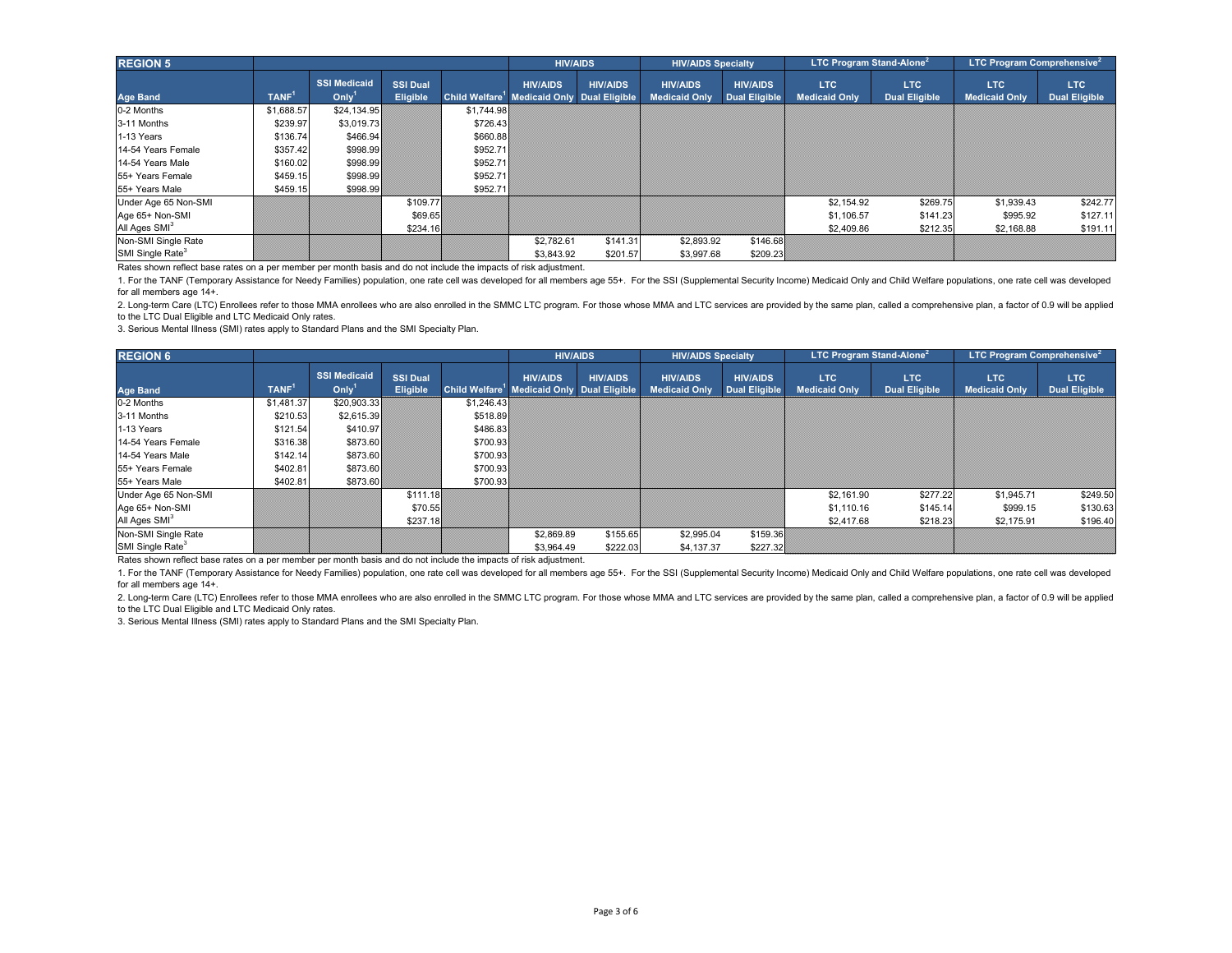| REGION 5 | | | | | HIV/AIDS | | HIV/AIDS Specialty | | LTC Program Stand-Alone[2] | | LTC Program Comprehensive[2] | |
|---|---|---|---|---|---|---|---|---|---|---|---|---|
| Age Band | TANF[1] | SSI Medicaid Only[1] | SSI Dual Eligible | Child Welfare[1] | HIV/AIDS Medicaid Only | HIV/AIDS Dual Eligible | HIV/AIDS Medicaid Only | HIV/AIDS Dual Eligible | LTC Medicaid Only | LTC Dual Eligible | LTC Medicaid Only | LTC Dual Eligible |
| 0-2 Months | $1,688.57 | $24,134.95 | | $1,744.98 | | | | | | | | |
| 3-11 Months | $239.97 | $3,019.73 | | $726.43 | | | | | | | | |
| 1-13 Years | $136.74 | $466.94 | | $660.88 | | | | | | | | |
| 14-54 Years Female | $357.42 | $998.99 | | $952.71 | | | | | | | | |
| 14-54 Years Male | $160.02 | $998.99 | | $952.71 | | | | | | | | |
| 55+ Years Female | $459.15 | $998.99 | | $952.71 | | | | | | | | |
| 55+ Years Male | $459.15 | $998.99 | | $952.71 | | | | | | | | |
| Under Age 65 Non-SMI | | | $109.77 | | | | | | $2,154.92 | $269.75 | $1,939.43 | $242.77 |
| Age 65+ Non-SMI | | | $69.65 | | | | | | $1,106.57 | $141.23 | $995.92 | $127.11 |
| All Ages SMI[3] | | | $234.16 | | | | | | $2,409.86 | $212.35 | $2,168.88 | $191.11 |
| Non-SMI Single Rate | | | | | $2,782.61 | $141.31 | $2,893.92 | $146.68 | | | | |
| SMI Single Rate[3] | | | | | $3,843.92 | $201.57 | $3,997.68 | $209.23 | | | | |

Rates shown reflect base rates on a per member per month basis and do not include the impacts of risk adjustment.

1. For the TANF (Temporary Assistance for Needy Families) population, one rate cell was developed for all members age 55+. For the SSI (Supplemental Security Income) Medicaid Only and Child Welfare populations, one rate cell was developed for all members age 14+.

2. Long-term Care (LTC) Enrollees refer to those MMA enrollees who are also enrolled in the SMMC LTC program. For those whose MMA and LTC services are provided by the same plan, called a comprehensive plan, a factor of 0.9 will be applied to the LTC Dual Eligible and LTC Medicaid Only rates.

3. Serious Mental Illness (SMI) rates apply to Standard Plans and the SMI Specialty Plan.

| REGION 6 | | | | | HIV/AIDS | | HIV/AIDS Specialty | | LTC Program Stand-Alone[2] | | LTC Program Comprehensive[2] | |
|---|---|---|---|---|---|---|---|---|---|---|---|---|
| Age Band | TANF[1] | SSI Medicaid Only[1] | SSI Dual Eligible | Child Welfare[1] | HIV/AIDS Medicaid Only | HIV/AIDS Dual Eligible | HIV/AIDS Medicaid Only | HIV/AIDS Dual Eligible | LTC Medicaid Only | LTC Dual Eligible | LTC Medicaid Only | LTC Dual Eligible |
| 0-2 Months | $1,481.37 | $20,903.33 | | $1,246.43 | | | | | | | | |
| 3-11 Months | $210.53 | $2,615.39 | | $518.89 | | | | | | | | |
| 1-13 Years | $121.54 | $410.97 | | $486.83 | | | | | | | | |
| 14-54 Years Female | $316.38 | $873.60 | | $700.93 | | | | | | | | |
| 14-54 Years Male | $142.14 | $873.60 | | $700.93 | | | | | | | | |
| 55+ Years Female | $402.81 | $873.60 | | $700.93 | | | | | | | | |
| 55+ Years Male | $402.81 | $873.60 | | $700.93 | | | | | | | | |
| Under Age 65 Non-SMI | | | $111.18 | | | | | | $2,161.90 | $277.22 | $1,945.71 | $249.50 |
| Age 65+ Non-SMI | | | $70.55 | | | | | | $1,110.16 | $145.14 | $999.15 | $130.63 |
| All Ages SMI[3] | | | $237.18 | | | | | | $2,417.68 | $218.23 | $2,175.91 | $196.40 |
| Non-SMI Single Rate | | | | | $2,869.89 | $155.65 | $2,995.04 | $159.36 | | | | |
| SMI Single Rate[3] | | | | | $3,964.49 | $222.03 | $4,137.37 | $227.32 | | | | |

Rates shown reflect base rates on a per member per month basis and do not include the impacts of risk adjustment.

1. For the TANF (Temporary Assistance for Needy Families) population, one rate cell was developed for all members age 55+. For the SSI (Supplemental Security Income) Medicaid Only and Child Welfare populations, one rate cell was developed for all members age 14+.

2. Long-term Care (LTC) Enrollees refer to those MMA enrollees who are also enrolled in the SMMC LTC program. For those whose MMA and LTC services are provided by the same plan, called a comprehensive plan, a factor of 0.9 will be applied to the LTC Dual Eligible and LTC Medicaid Only rates.

3. Serious Mental Illness (SMI) rates apply to Standard Plans and the SMI Specialty Plan.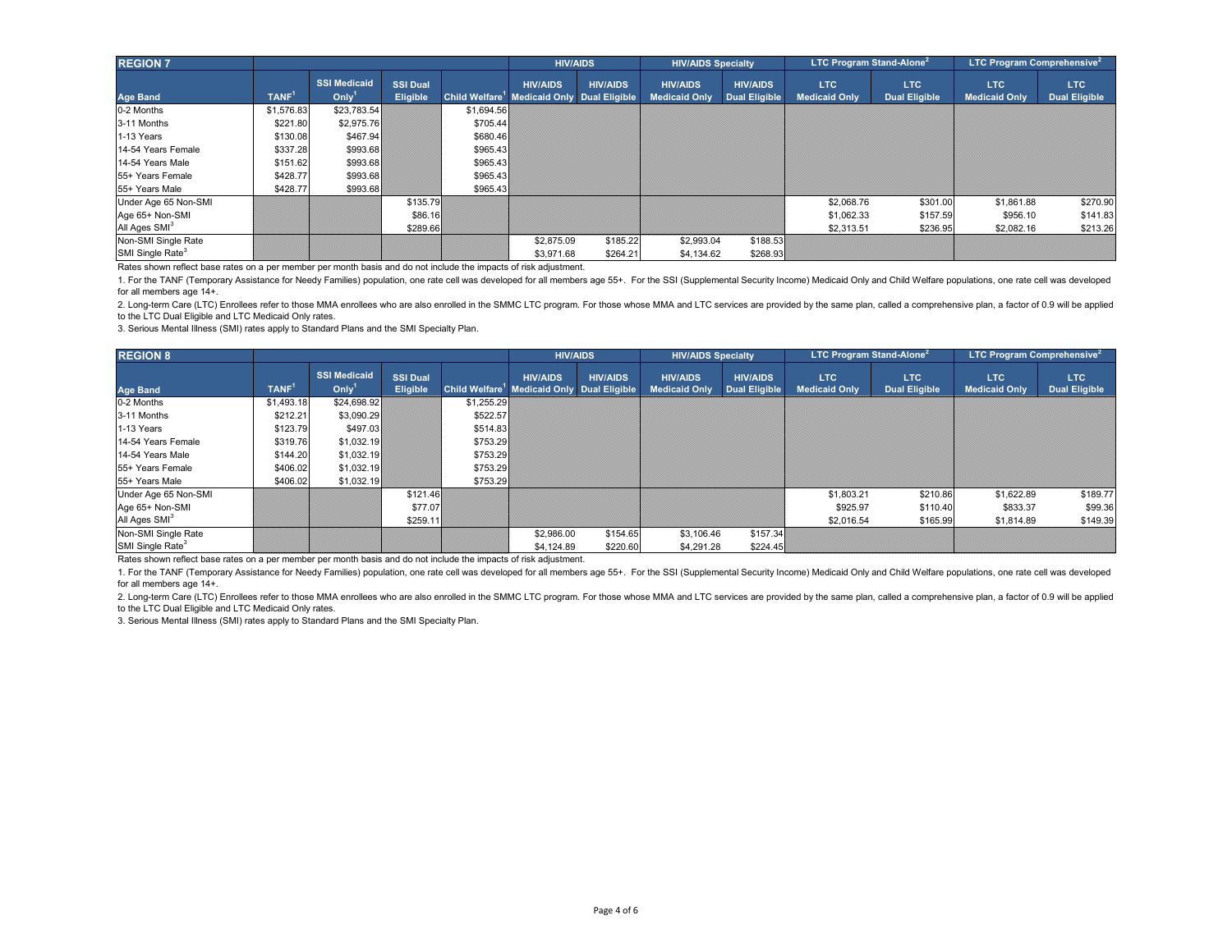| REGION 7 | | | | | HIV/AIDS | | HIV/AIDS Specialty | | LTC Program Stand-Alone[2] | | LTC Program Comprehensive[2] | |
|---|---|---|---|---|---|---|---|---|---|---|---|---|
| Age Band | TANF[1] | SSI Medicaid Only[1] | SSI Dual Eligible | Child Welfare[1] | HIV/AIDS Medicaid Only | HIV/AIDS Dual Eligible | HIV/AIDS Medicaid Only | HIV/AIDS Dual Eligible | LTC Medicaid Only | LTC Dual Eligible | LTC Medicaid Only | LTC Dual Eligible |
| 0-2 Months | $1,576.83 | $23,783.54 | | $1,694.56 | | | | | | | | |
| 3-11 Months | $221.80 | $2,975.76 | | $705.44 | | | | | | | | |
| 1-13 Years | $130.08 | $467.94 | | $680.46 | | | | | | | | |
| 14-54 Years Female | $337.28 | $993.68 | | $965.43 | | | | | | | | |
| 14-54 Years Male | $151.62 | $993.68 | | $965.43 | | | | | | | | |
| 55+ Years Female | $428.77 | $993.68 | | $965.43 | | | | | | | | |
| 55+ Years Male | $428.77 | $993.68 | | $965.43 | | | | | | | | |
| Under Age 65 Non-SMI | | | $135.79 | | | | | | $2,068.76 | $301.00 | $1,861.88 | $270.90 |
| Age 65+ Non-SMI | | | $86.16 | | | | | | $1,062.33 | $157.59 | $956.10 | $141.83 |
| All Ages SMI[3] | | | $289.66 | | | | | | $2,313.51 | $236.95 | $2,082.16 | $213.26 |
| Non-SMI Single Rate | | | | | $2,875.09 | $185.22 | $2,993.04 | $188.53 | | | | |
| SMI Single Rate[3] | | | | | $3,971.68 | $264.21 | $4,134.62 | $268.93 | | | | |

Rates shown reflect base rates on a per member per month basis and do not include the impacts of risk adjustment.

1. For the TANF (Temporary Assistance for Needy Families) population, one rate cell was developed for all members age 55+. For the SSI (Supplemental Security Income) Medicaid Only and Child Welfare populations, one rate cell was developed for all members age 14+.

2. Long-term Care (LTC) Enrollees refer to those MMA enrollees who are also enrolled in the SMMC LTC program. For those whose MMA and LTC services are provided by the same plan, called a comprehensive plan, a factor of 0.9 will be applied to the LTC Dual Eligible and LTC Medicaid Only rates.

3. Serious Mental Illness (SMI) rates apply to Standard Plans and the SMI Specialty Plan.

| REGION 8 | | | | | HIV/AIDS | | HIV/AIDS Specialty | | LTC Program Stand-Alone[2] | | LTC Program Comprehensive[2] | |
|---|---|---|---|---|---|---|---|---|---|---|---|---|
| Age Band | TANF[1] | SSI Medicaid Only[1] | SSI Dual Eligible | Child Welfare[1] | HIV/AIDS Medicaid Only | HIV/AIDS Dual Eligible | HIV/AIDS Medicaid Only | HIV/AIDS Dual Eligible | LTC Medicaid Only | LTC Dual Eligible | LTC Medicaid Only | LTC Dual Eligible |
| 0-2 Months | $1,493.18 | $24,698.92 | | $1,255.29 | | | | | | | | |
| 3-11 Months | $212.21 | $3,090.29 | | $522.57 | | | | | | | | |
| 1-13 Years | $123.79 | $497.03 | | $514.83 | | | | | | | | |
| 14-54 Years Female | $319.76 | $1,032.19 | | $753.29 | | | | | | | | |
| 14-54 Years Male | $144.20 | $1,032.19 | | $753.29 | | | | | | | | |
| 55+ Years Female | $406.02 | $1,032.19 | | $753.29 | | | | | | | | |
| 55+ Years Male | $406.02 | $1,032.19 | | $753.29 | | | | | | | | |
| Under Age 65 Non-SMI | | | $121.46 | | | | | | $1,803.21 | $210.86 | $1,622.89 | $189.77 |
| Age 65+ Non-SMI | | | $77.07 | | | | | | $925.97 | $110.40 | $833.37 | $99.36 |
| All Ages SMI[3] | | | $259.11 | | | | | | $2,016.54 | $165.99 | $1,814.89 | $149.39 |
| Non-SMI Single Rate | | | | | $2,986.00 | $154.65 | $3,106.46 | $157.34 | | | | |
| SMI Single Rate[3] | | | | | $4,124.89 | $220.60 | $4,291.28 | $224.45 | | | | |

Rates shown reflect base rates on a per member per month basis and do not include the impacts of risk adjustment.

1. For the TANF (Temporary Assistance for Needy Families) population, one rate cell was developed for all members age 55+. For the SSI (Supplemental Security Income) Medicaid Only and Child Welfare populations, one rate cell was developed for all members age 14+.

2. Long-term Care (LTC) Enrollees refer to those MMA enrollees who are also enrolled in the SMMC LTC program. For those whose MMA and LTC services are provided by the same plan, called a comprehensive plan, a factor of 0.9 will be applied to the LTC Dual Eligible and LTC Medicaid Only rates.

3. Serious Mental Illness (SMI) rates apply to Standard Plans and the SMI Specialty Plan.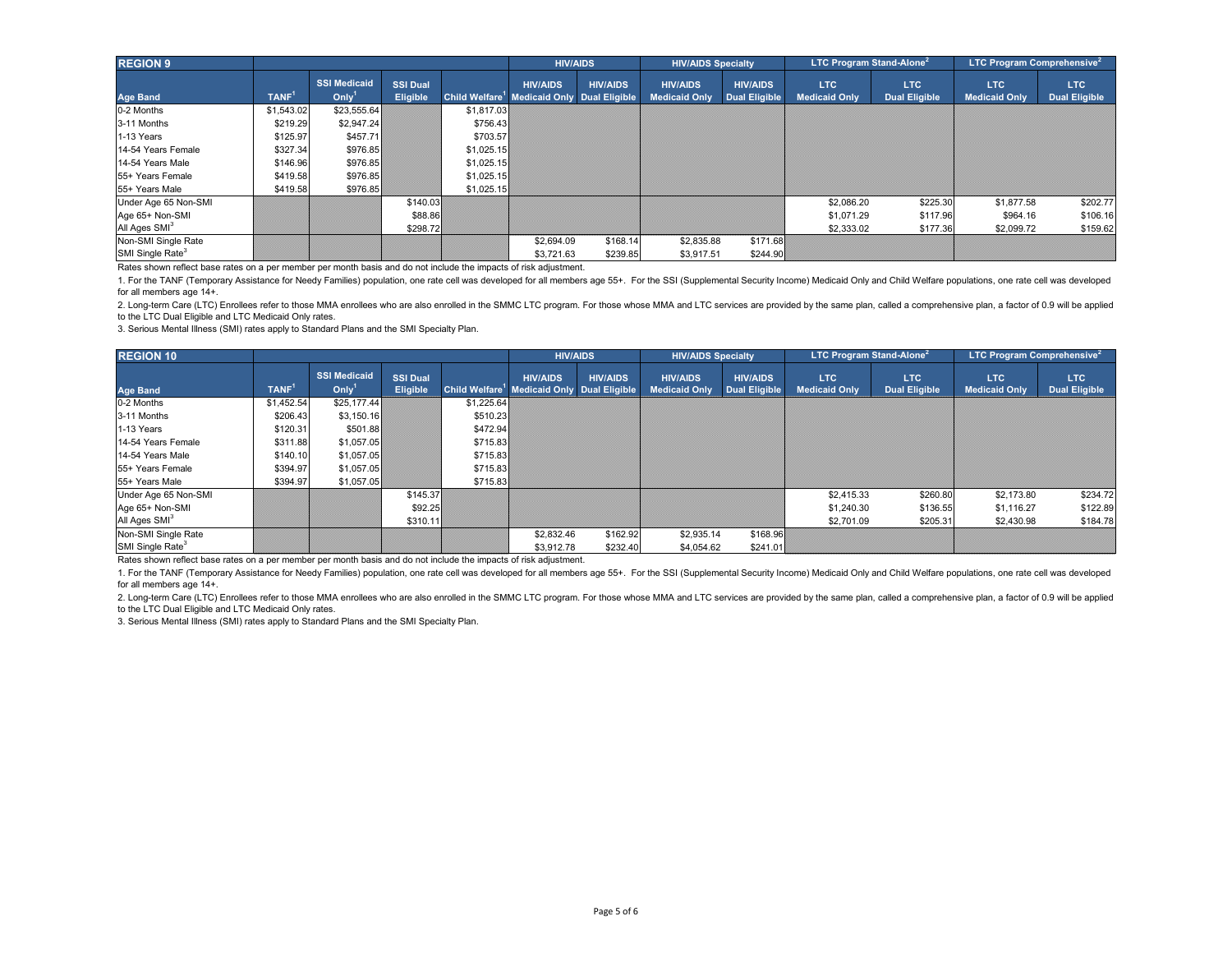| REGION 9 | | | | | HIV/AIDS | | HIV/AIDS Specialty | | LTC Program Stand-Alone[2] | | LTC Program Comprehensive[2] | |
|---|---|---|---|---|---|---|---|---|---|---|---|---|
| Age Band | TANF[1] | SSI Medicaid Only[1] | SSI Dual Eligible | Child Welfare[1] | HIV/AIDS Medicaid Only | HIV/AIDS Dual Eligible | HIV/AIDS Medicaid Only | HIV/AIDS Dual Eligible | LTC Medicaid Only | LTC Dual Eligible | LTC Medicaid Only | LTC Dual Eligible |
| 0-2 Months | $1,543.02 | $23,555.64 | | $1,817.03 | | | | | | | | |
| 3-11 Months | $219.29 | $2,947.24 | | $756.43 | | | | | | | | |
| 1-13 Years | $125.97 | $457.71 | | $703.57 | | | | | | | | |
| 14-54 Years Female | $327.34 | $976.85 | | $1,025.15 | | | | | | | | |
| 14-54 Years Male | $146.96 | $976.85 | | $1,025.15 | | | | | | | | |
| 55+ Years Female | $419.58 | $976.85 | | $1,025.15 | | | | | | | | |
| 55+ Years Male | $419.58 | $976.85 | | $1,025.15 | | | | | | | | |
| Under Age 65 Non-SMI | | | $140.03 | | | | | | $2,086.20 | $225.30 | $1,877.58 | $202.77 |
| Age 65+ Non-SMI | | | $88.86 | | | | | | $1,071.29 | $117.96 | $964.16 | $106.16 |
| All Ages SMI[3] | | | $298.72 | | | | | | $2,333.02 | $177.36 | $2,099.72 | $159.62 |
| Non-SMI Single Rate | | | | | $2,694.09 | $168.14 | $2,835.88 | $171.68 | | | | |
| SMI Single Rate[3] | | | | | $3,721.63 | $239.85 | $3,917.51 | $244.90 | | | | |

Rates shown reflect base rates on a per member per month basis and do not include the impacts of risk adjustment.

1. For the TANF (Temporary Assistance for Needy Families) population, one rate cell was developed for all members age 55+. For the SSI (Supplemental Security Income) Medicaid Only and Child Welfare populations, one rate cell was developed for all members age 14+.

2. Long-term Care (LTC) Enrollees refer to those MMA enrollees who are also enrolled in the SMMC LTC program. For those whose MMA and LTC services are provided by the same plan, called a comprehensive plan, a factor of 0.9 will be applied to the LTC Dual Eligible and LTC Medicaid Only rates.

3. Serious Mental Illness (SMI) rates apply to Standard Plans and the SMI Specialty Plan.

| REGION 10 | | | | | HIV/AIDS | | HIV/AIDS Specialty | | LTC Program Stand-Alone[2] | | LTC Program Comprehensive[2] | |
|---|---|---|---|---|---|---|---|---|---|---|---|---|
| Age Band | TANF[1] | SSI Medicaid Only[1] | SSI Dual Eligible | Child Welfare[1] | HIV/AIDS Medicaid Only | HIV/AIDS Dual Eligible | HIV/AIDS Medicaid Only | HIV/AIDS Dual Eligible | LTC Medicaid Only | LTC Dual Eligible | LTC Medicaid Only | LTC Dual Eligible |
| 0-2 Months | $1,452.54 | $25,177.44 | | $1,225.64 | | | | | | | | |
| 3-11 Months | $206.43 | $3,150.16 | | $510.23 | | | | | | | | |
| 1-13 Years | $120.31 | $501.88 | | $472.94 | | | | | | | | |
| 14-54 Years Female | $311.88 | $1,057.05 | | $715.83 | | | | | | | | |
| 14-54 Years Male | $140.10 | $1,057.05 | | $715.83 | | | | | | | | |
| 55+ Years Female | $394.97 | $1,057.05 | | $715.83 | | | | | | | | |
| 55+ Years Male | $394.97 | $1,057.05 | | $715.83 | | | | | | | | |
| Under Age 65 Non-SMI | | | $145.37 | | | | | | $2,415.33 | $260.80 | $2,173.80 | $234.72 |
| Age 65+ Non-SMI | | | $92.25 | | | | | | $1,240.30 | $136.55 | $1,116.27 | $122.89 |
| All Ages SMI[3] | | | $310.11 | | | | | | $2,701.09 | $205.31 | $2,430.98 | $184.78 |
| Non-SMI Single Rate | | | | | $2,832.46 | $162.92 | $2,935.14 | $168.96 | | | | |
| SMI Single Rate[3] | | | | | $3,912.78 | $232.40 | $4,054.62 | $241.01 | | | | |

Rates shown reflect base rates on a per member per month basis and do not include the impacts of risk adjustment.

1. For the TANF (Temporary Assistance for Needy Families) population, one rate cell was developed for all members age 55+. For the SSI (Supplemental Security Income) Medicaid Only and Child Welfare populations, one rate cell was developed for all members age 14+.

2. Long-term Care (LTC) Enrollees refer to those MMA enrollees who are also enrolled in the SMMC LTC program. For those whose MMA and LTC services are provided by the same plan, called a comprehensive plan, a factor of 0.9 will be applied to the LTC Dual Eligible and LTC Medicaid Only rates.

3. Serious Mental Illness (SMI) rates apply to Standard Plans and the SMI Specialty Plan.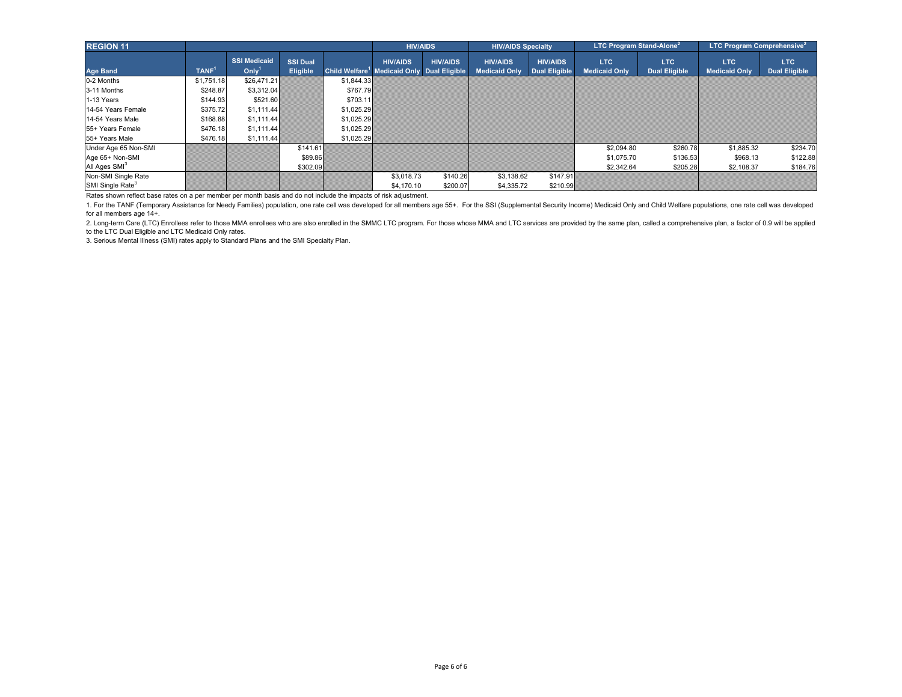| REGION 11 | | | | | HIV/AIDS | | HIV/AIDS Specialty | | LTC Program Stand-Alone[2] | | LTC Program Comprehensive[2] | |
|---|---|---|---|---|---|---|---|---|---|---|---|---|
| Age Band | TANF[1] | SSI Medicaid Only[1] | SSI Dual Eligible | Child Welfare[1] | HIV/AIDS Medicaid Only | HIV/AIDS Dual Eligible | HIV/AIDS Medicaid Only | HIV/AIDS Dual Eligible | LTC Medicaid Only | LTC Dual Eligible | LTC Medicaid Only | LTC Dual Eligible |
| 0-2 Months | $1,751.18 | $26,471.21 | | $1,844.33 | | | | | | | | |
| 3-11 Months | $248.87 | $3,312.04 | | $767.79 | | | | | | | | |
| 1-13 Years | $144.93 | $521.60 | | $703.11 | | | | | | | | |
| 14-54 Years Female | $375.72 | $1,111.44 | | $1,025.29 | | | | | | | | |
| 14-54 Years Male | $168.88 | $1,111.44 | | $1,025.29 | | | | | | | | |
| 55+ Years Female | $476.18 | $1,111.44 | | $1,025.29 | | | | | | | | |
| 55+ Years Male | $476.18 | $1,111.44 | | $1,025.29 | | | | | | | | |
| Under Age 65 Non-SMI | | | $141.61 | | | | | | $2,094.80 | $260.78 | $1,885.32 | $234.70 |
| Age 65+ Non-SMI | | | $89.86 | | | | | | $1,075.70 | $136.53 | $968.13 | $122.88 |
| All Ages SMI[3] | | | $302.09 | | | | | | $2,342.64 | $205.28 | $2,108.37 | $184.76 |
| Non-SMI Single Rate | | | | | $3,018.73 | $140.26 | $3,138.62 | $147.91 | | | | |
| SMI Single Rate[3] | | | | | $4,170.10 | $200.07 | $4,335.72 | $210.99 | | | | |

Rates shown reflect base rates on a per member per month basis and do not include the impacts of risk adjustment.

1. For the TANF (Temporary Assistance for Needy Families) population, one rate cell was developed for all members age 55+. For the SSI (Supplemental Security Income) Medicaid Only and Child Welfare populations, one rate cell was developed for all members age 14+.

2. Long-term Care (LTC) Enrollees refer to those MMA enrollees who are also enrolled in the SMMC LTC program. For those whose MMA and LTC services are provided by the same plan, called a comprehensive plan, a factor of 0.9 will be applied to the LTC Dual Eligible and LTC Medicaid Only rates.

3. Serious Mental Illness (SMI) rates apply to Standard Plans and the SMI Specialty Plan.